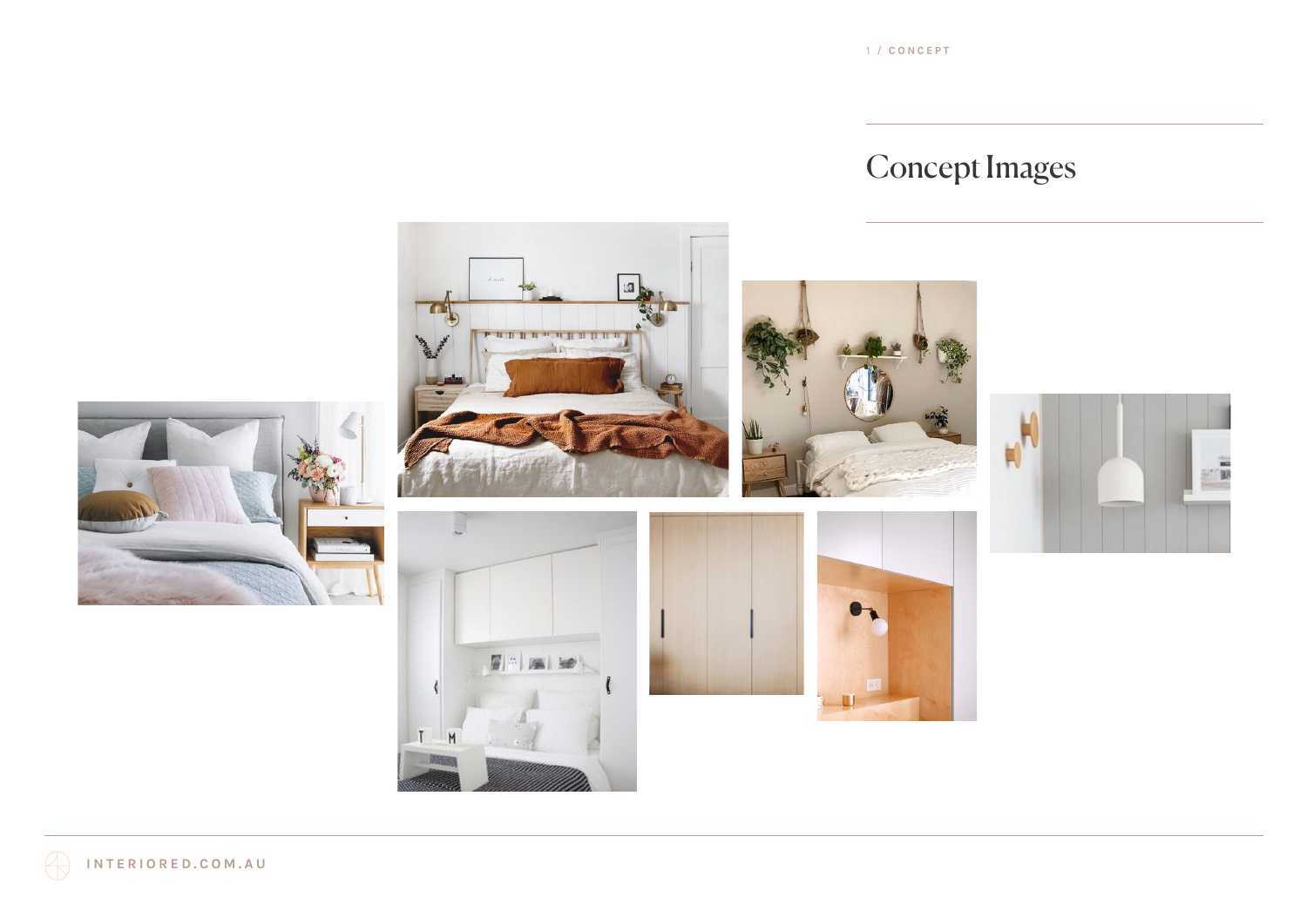1 / CONCEPT

# Concept Images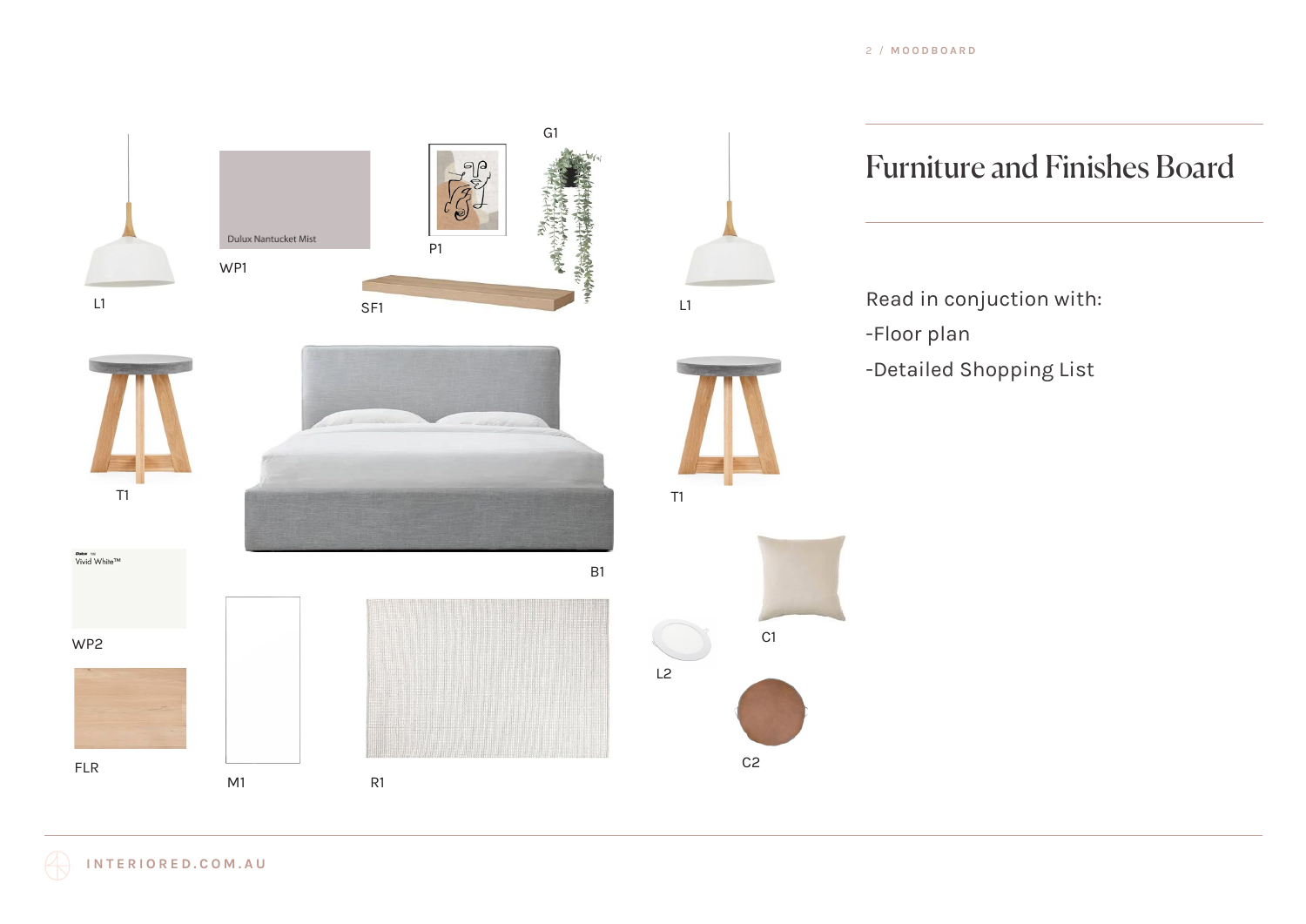# Furniture and Finishes Board

Read in conjuction with:

-Floor plan

-Detailed Shopping List

L1

Dulux Nantucket Mist

WP1

P1

G1

SF1

L1

T1

T1

B1

Dulux Vivid White™

WP2

FLR

M1

R1

L2

C1

C2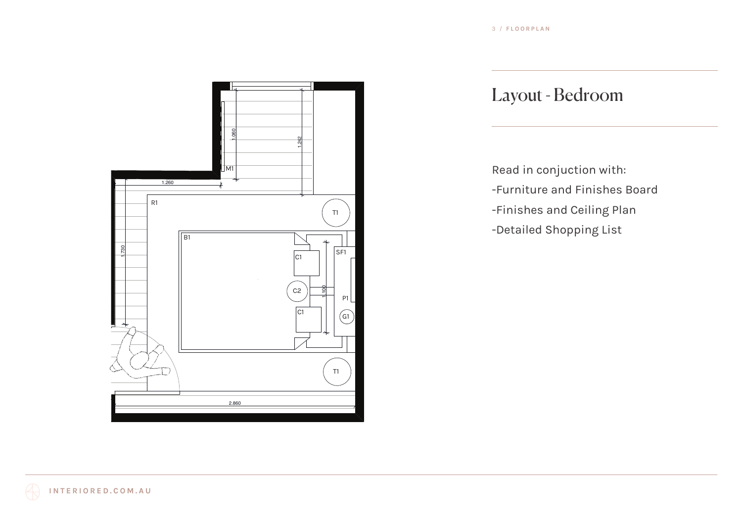# Layout - Bedroom

Read in conjuction with:

-Furniture and Finishes Board

-Finishes and Ceiling Plan

-Detailed Shopping List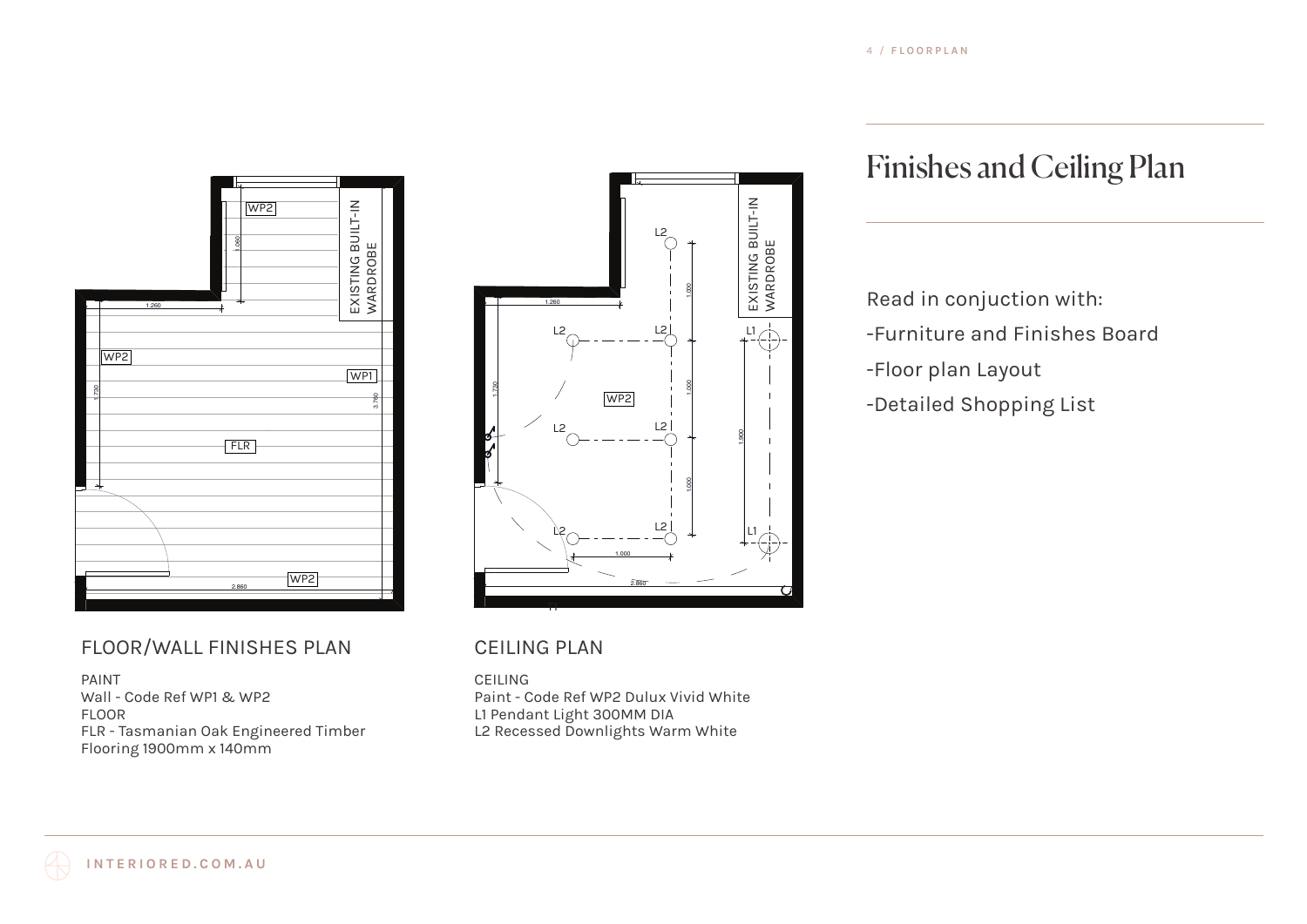# Finishes and Ceiling Plan

Read in conjuction with:

-Furniture and Finishes Board

-Floor plan Layout

-Detailed Shopping List

## FLOOR/WALL FINISHES PLAN

PAINT
Wall - Code Ref WP1 & WP2
FLOOR
FLR - Tasmanian Oak Engineered Timber Flooring 1900mm x 140mm

## CEILING PLAN

CEILING
Paint - Code Ref WP2 Dulux Vivid White
L1 Pendant Light 300MM DIA
L2 Recessed Downlights Warm White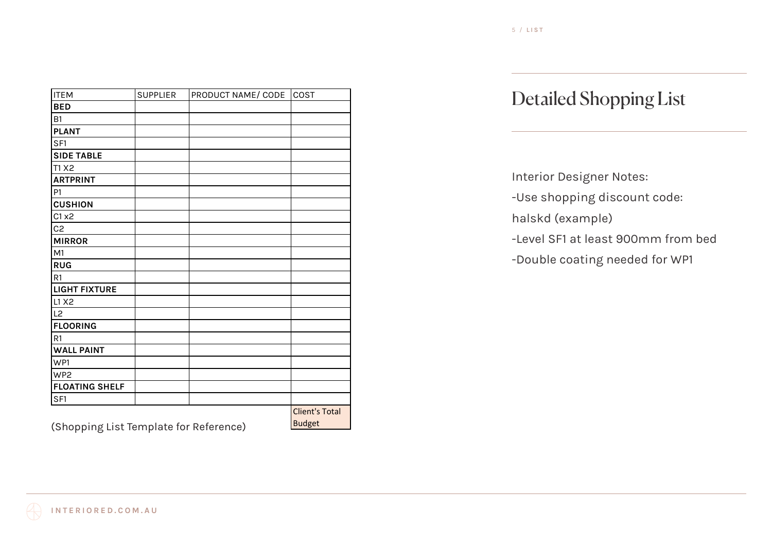## Detailed Shopping List

| ITEM | SUPPLIER | PRODUCT NAME/ CODE | COST |
|---|---|---|---|
| **BED** | | | |
| B1 | | | |
| **PLANT** | | | |
| SF1 | | | |
| **SIDE TABLE** | | | |
| T1 X2 | | | |
| **ARTPRINT** | | | |
| P1 | | | |
| **CUSHION** | | | |
| C1 x2 | | | |
| C2 | | | |
| **MIRROR** | | | |
| M1 | | | |
| **RUG** | | | |
| R1 | | | |
| **LIGHT FIXTURE** | | | |
| L1 X2 | | | |
| L2 | | | |
| **FLOORING** | | | |
| R1 | | | |
| **WALL PAINT** | | | |
| WP1 | | | |
| WP2 | | | |
| **FLOATING SHELF** | | | |
| SF1 | | | |
| | | | Client's Total Budget |

(Shopping List Template for Reference)

Interior Designer Notes:

-Use shopping discount code: halskd (example)

-Level SF1 at least 900mm from bed

-Double coating needed for WP1